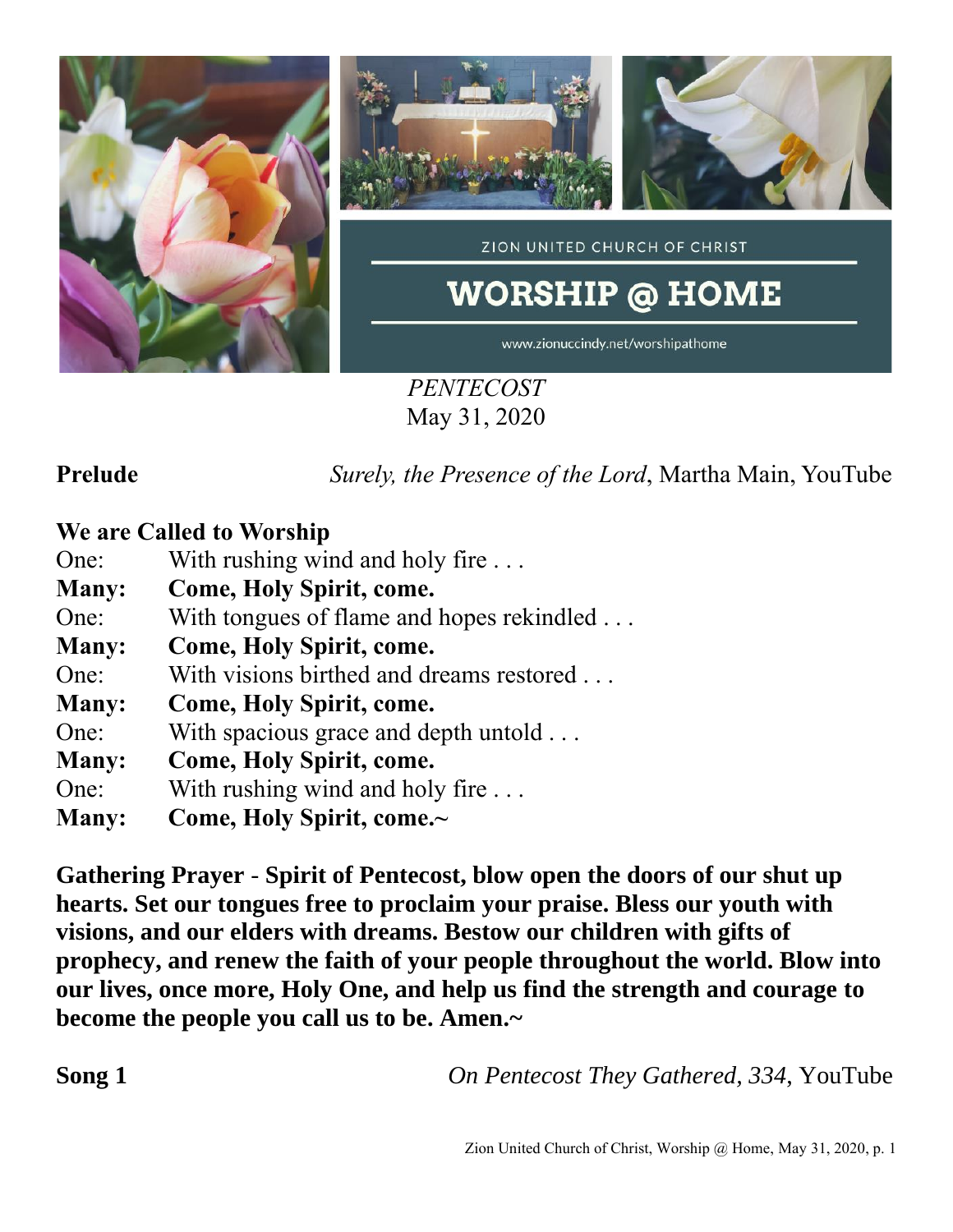ZION UNITED CHURCH OF CHRIST

# WORSHIP @ HOME

www.zionuccindy.net/worshipathome

*PENTECOST*
May 31, 2020

**Prelude** *Surely, the Presence of the Lord*, Martha Main, YouTube

**We are Called to Worship**

One: With rushing wind and holy fire . . .
**Many: Come, Holy Spirit, come.**
One: With tongues of flame and hopes rekindled . . .
**Many: Come, Holy Spirit, come.**
One: With visions birthed and dreams restored . . .
**Many: Come, Holy Spirit, come.**
One: With spacious grace and depth untold . . .
**Many: Come, Holy Spirit, come.**
One: With rushing wind and holy fire . . .
**Many: Come, Holy Spirit, come.~**

**Gathering Prayer - Spirit of Pentecost, blow open the doors of our shut up hearts. Set our tongues free to proclaim your praise. Bless our youth with visions, and our elders with dreams. Bestow our children with gifts of prophecy, and renew the faith of your people throughout the world. Blow into our lives, once more, Holy One, and help us find the strength and courage to become the people you call us to be. Amen.~**

**Song 1** *On Pentecost They Gathered, 334,* YouTube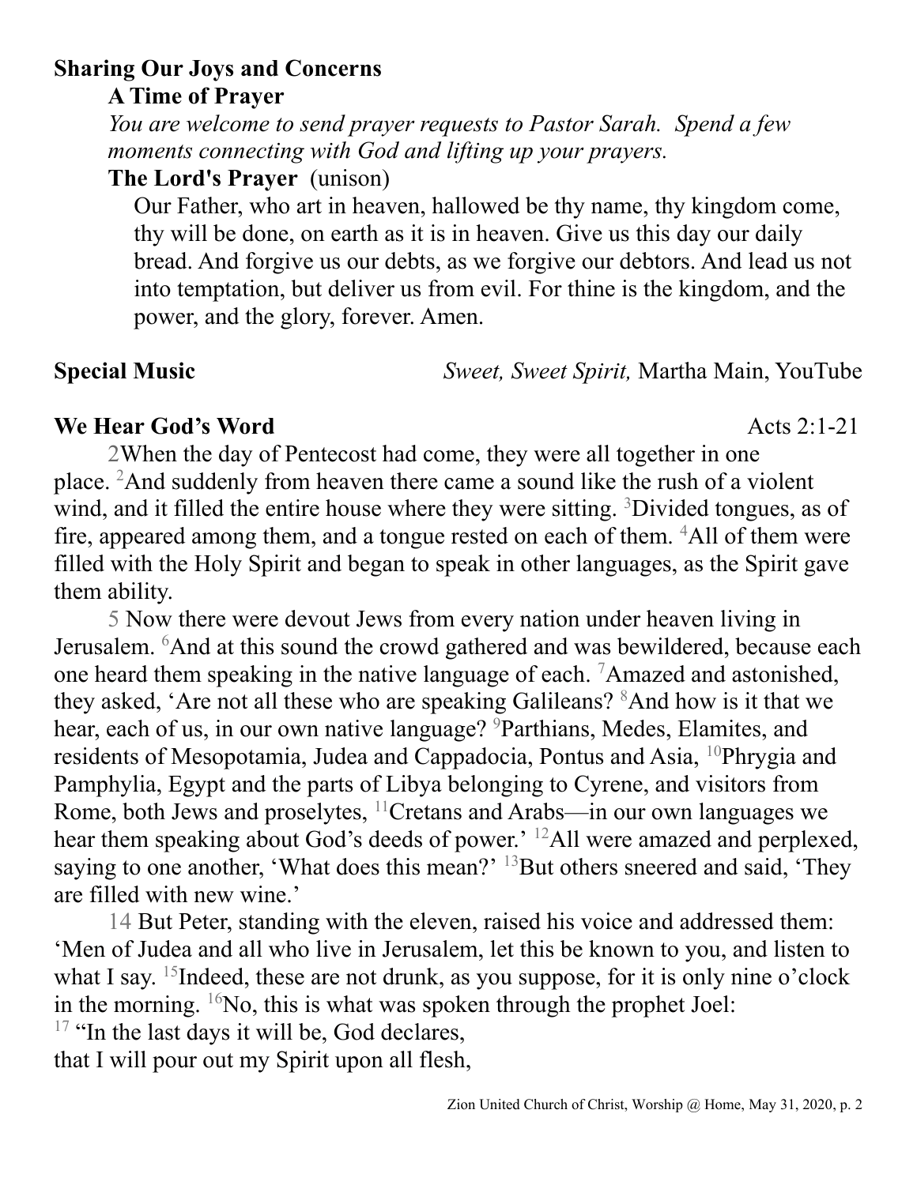**Sharing Our Joys and Concerns**

**A Time of Prayer**

*You are welcome to send prayer requests to Pastor Sarah. Spend a few moments connecting with God and lifting up your prayers.*

**The Lord's Prayer** (unison)

Our Father, who art in heaven, hallowed be thy name, thy kingdom come, thy will be done, on earth as it is in heaven. Give us this day our daily bread. And forgive us our debts, as we forgive our debtors. And lead us not into temptation, but deliver us from evil. For thine is the kingdom, and the power, and the glory, forever. Amen.

**Special Music** *Sweet, Sweet Spirit,* Martha Main, YouTube

**We Hear God's Word** Acts 2:1-21

2When the day of Pentecost had come, they were all together in one place. [2]And suddenly from heaven there came a sound like the rush of a violent wind, and it filled the entire house where they were sitting. [3]Divided tongues, as of fire, appeared among them, and a tongue rested on each of them. [4]All of them were filled with the Holy Spirit and began to speak in other languages, as the Spirit gave them ability.

5 Now there were devout Jews from every nation under heaven living in Jerusalem. [6]And at this sound the crowd gathered and was bewildered, because each one heard them speaking in the native language of each. [7]Amazed and astonished, they asked, 'Are not all these who are speaking Galileans? [8]And how is it that we hear, each of us, in our own native language? [9]Parthians, Medes, Elamites, and residents of Mesopotamia, Judea and Cappadocia, Pontus and Asia, [10]Phrygia and Pamphylia, Egypt and the parts of Libya belonging to Cyrene, and visitors from Rome, both Jews and proselytes, [11]Cretans and Arabs—in our own languages we hear them speaking about God's deeds of power.' [12]All were amazed and perplexed, saying to one another, 'What does this mean?' [13]But others sneered and said, 'They are filled with new wine.'

14 But Peter, standing with the eleven, raised his voice and addressed them: 'Men of Judea and all who live in Jerusalem, let this be known to you, and listen to what I say. [15]Indeed, these are not drunk, as you suppose, for it is only nine o'clock in the morning. [16]No, this is what was spoken through the prophet Joel:

[17] "In the last days it will be, God declares,
that I will pour out my Spirit upon all flesh,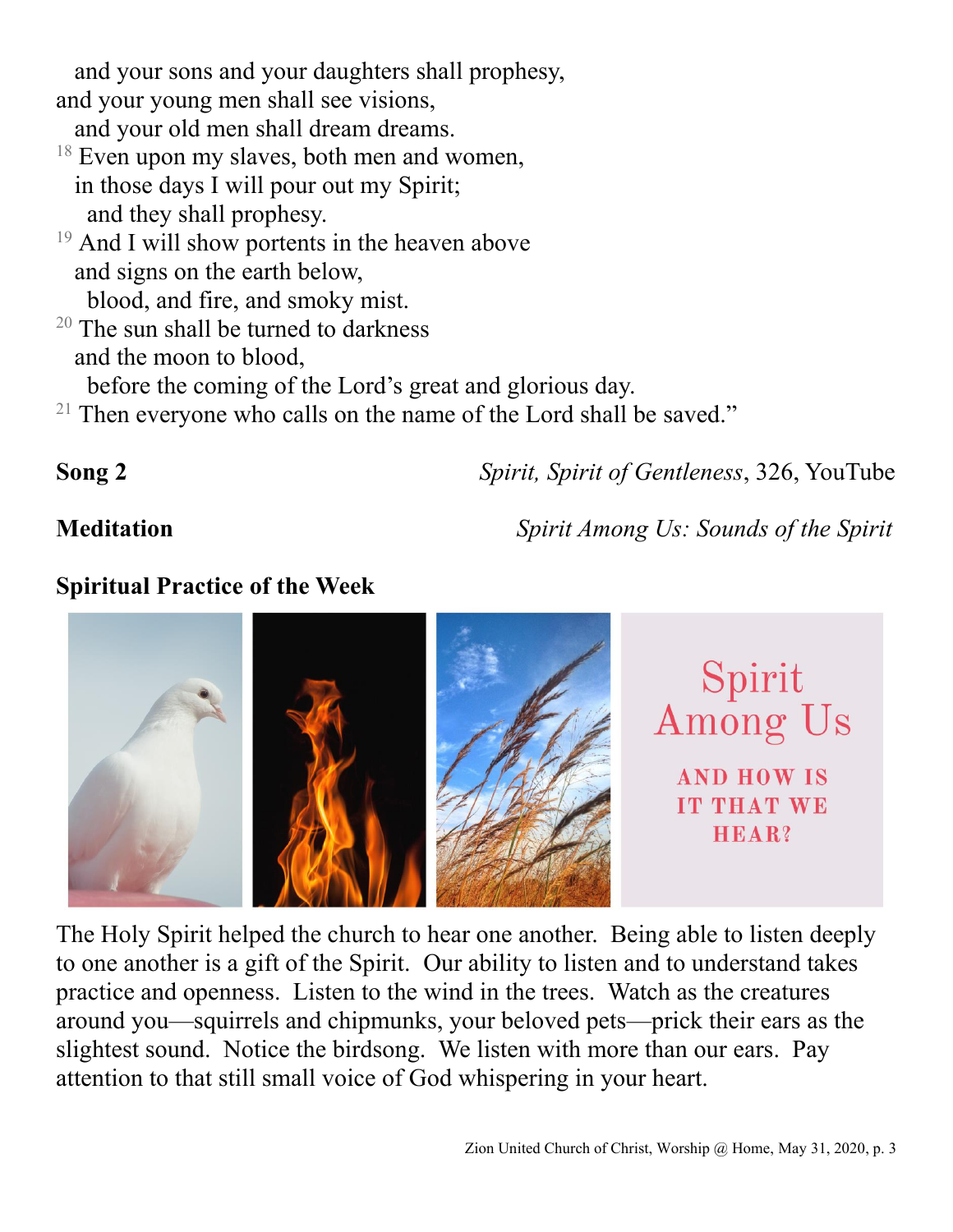and your sons and your daughters shall prophesy,
and your young men shall see visions,
and your old men shall dream dreams.
[18] Even upon my slaves, both men and women,
in those days I will pour out my Spirit;
and they shall prophesy.
[19] And I will show portents in the heaven above
and signs on the earth below,
blood, and fire, and smoky mist.
[20] The sun shall be turned to darkness
and the moon to blood,
before the coming of the Lord's great and glorious day.
[21] Then everyone who calls on the name of the Lord shall be saved."

**Song 2** — *Spirit, Spirit of Gentleness*, 326, YouTube

**Meditation** — *Spirit Among Us: Sounds of the Spirit*

**Spiritual Practice of the Week**

Spirit Among Us

AND HOW IS IT THAT WE HEAR?

The Holy Spirit helped the church to hear one another. Being able to listen deeply to one another is a gift of the Spirit. Our ability to listen and to understand takes practice and openness. Listen to the wind in the trees. Watch as the creatures around you—squirrels and chipmunks, your beloved pets—prick their ears as the slightest sound. Notice the birdsong. We listen with more than our ears. Pay attention to that still small voice of God whispering in your heart.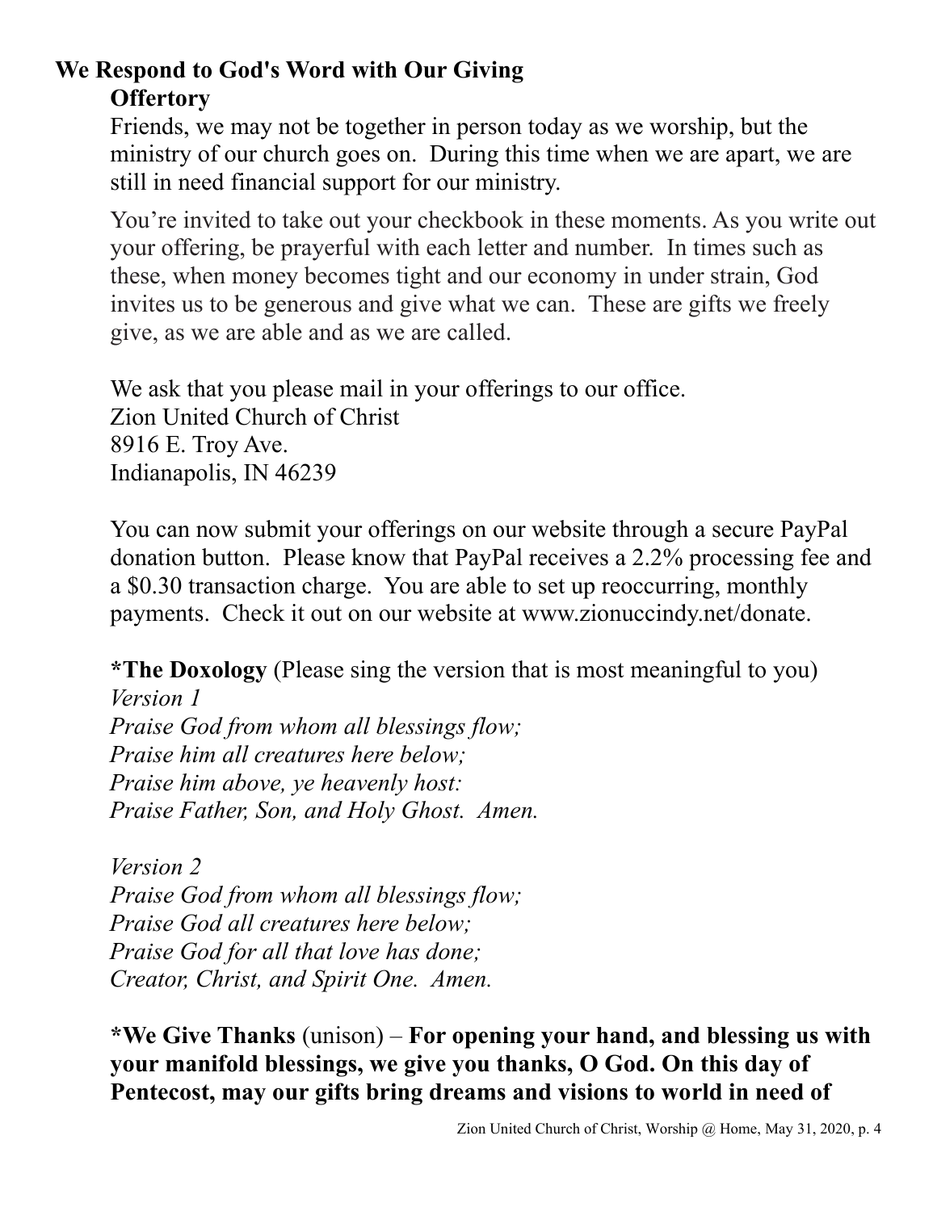## We Respond to God's Word with Our Giving

### Offertory

Friends, we may not be together in person today as we worship, but the ministry of our church goes on. During this time when we are apart, we are still in need financial support for our ministry.

You're invited to take out your checkbook in these moments. As you write out your offering, be prayerful with each letter and number. In times such as these, when money becomes tight and our economy in under strain, God invites us to be generous and give what we can. These are gifts we freely give, as we are able and as we are called.

We ask that you please mail in your offerings to our office.
Zion United Church of Christ
8916 E. Troy Ave.
Indianapolis, IN 46239

You can now submit your offerings on our website through a secure PayPal donation button. Please know that PayPal receives a 2.2% processing fee and a $0.30 transaction charge. You are able to set up reoccurring, monthly payments. Check it out on our website at www.zionuccindy.net/donate.

**\*The Doxology** (Please sing the version that is most meaningful to you)

*Version 1*
*Praise God from whom all blessings flow;*
*Praise him all creatures here below;*
*Praise him above, ye heavenly host:*
*Praise Father, Son, and Holy Ghost. Amen.*

*Version 2*
*Praise God from whom all blessings flow;*
*Praise God all creatures here below;*
*Praise God for all that love has done;*
*Creator, Christ, and Spirit One. Amen.*

**\*We Give Thanks** (unison) – **For opening your hand, and blessing us with your manifold blessings, we give you thanks, O God. On this day of Pentecost, may our gifts bring dreams and visions to world in need of**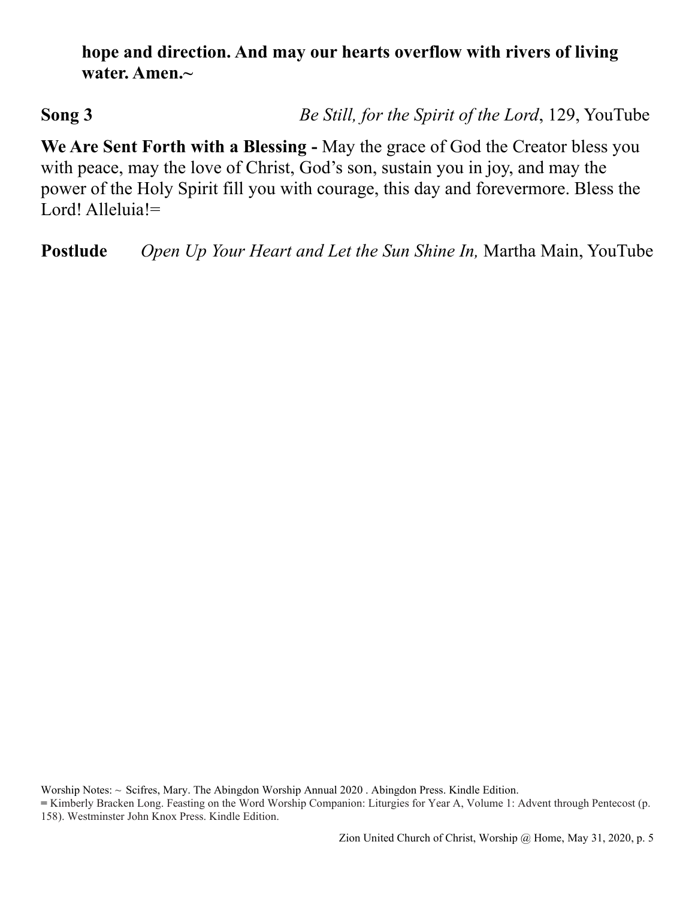**hope and direction. And may our hearts overflow with rivers of living water. Amen.~**

**Song 3** *Be Still, for the Spirit of the Lord*, 129, YouTube

**We Are Sent Forth with a Blessing -** May the grace of God the Creator bless you with peace, may the love of Christ, God's son, sustain you in joy, and may the power of the Holy Spirit fill you with courage, this day and forevermore. Bless the Lord! Alleluia!=

**Postlude** *Open Up Your Heart and Let the Sun Shine In,* Martha Main, YouTube

Worship Notes: ~ Scifres, Mary. The Abingdon Worship Annual 2020 . Abingdon Press. Kindle Edition.
= Kimberly Bracken Long. Feasting on the Word Worship Companion: Liturgies for Year A, Volume 1: Advent through Pentecost (p. 158). Westminster John Knox Press. Kindle Edition.